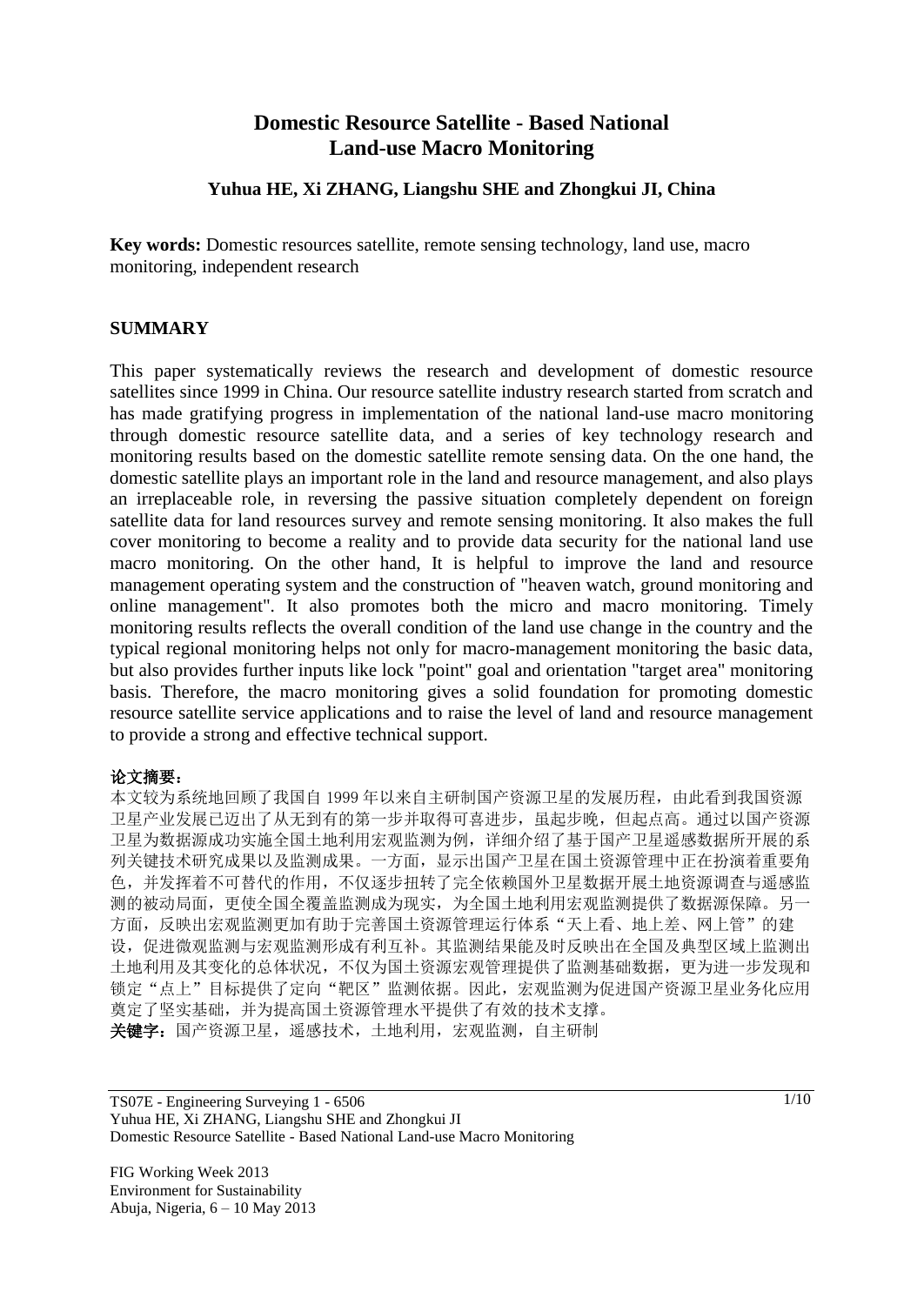# Domestic Resource Satellite - Based National Land-use Macro Monitoring

**Yuhua HE, Xi ZHANG, Liangshu SHE and Zhongkui JI, China**

**Key words:** Domestic resources satellite, remote sensing technology, land use, macro monitoring, independent research

## SUMMARY

This paper systematically reviews the research and development of domestic resource satellites since 1999 in China. Our resource satellite industry research started from scratch and has made gratifying progress in implementation of the national land-use macro monitoring through domestic resource satellite data, and a series of key technology research and monitoring results based on the domestic satellite remote sensing data. On the one hand, the domestic satellite plays an important role in the land and resource management, and also plays an irreplaceable role, in reversing the passive situation completely dependent on foreign satellite data for land resources survey and remote sensing monitoring. It also makes the full cover monitoring to become a reality and to provide data security for the national land use macro monitoring. On the other hand, It is helpful to improve the land and resource management operating system and the construction of "heaven watch, ground monitoring and online management". It also promotes both the micro and macro monitoring. Timely monitoring results reflects the overall condition of the land use change in the country and the typical regional monitoring helps not only for macro-management monitoring the basic data, but also provides further inputs like lock "point" goal and orientation "target area" monitoring basis. Therefore, the macro monitoring gives a solid foundation for promoting domestic resource satellite service applications and to raise the level of land and resource management to provide a strong and effective technical support.

**论文摘要：**

本文较为系统地回顾了我国自 1999 年以来自主研制国产资源卫星的发展历程，由此看到我国资源卫星产业发展已迈出了从无到有的第一步并取得可喜进步，虽起步晚，但起点高。通过以国产资源卫星为数据源成功实施全国土地利用宏观监测为例，详细介绍了基于国产卫星遥感数据所开展的系列关键技术研究成果以及监测成果。一方面，显示出国产卫星在国土资源管理中正在扮演着重要角色，并发挥着不可替代的作用，不仅逐步扭转了完全依赖国外卫星数据开展土地资源调查与遥感监测的被动局面，更使全国全覆盖监测成为现实，为全国土地利用宏观监测提供了数据源保障。另一方面，反映出宏观监测更加有助于完善国土资源管理运行体系"天上看、地上差、网上管"的建设，促进微观监测与宏观监测形成有利互补。其监测结果能及时反映出在全国及典型区域上监测出土地利用及其变化的总体状况，不仅为国土资源宏观管理提供了监测基础数据，更为进一步发现和锁定"点上"目标提供了定向"靶区"监测依据。因此，宏观监测为促进国产资源卫星业务化应用奠定了坚实基础，并为提高国土资源管理水平提供了有效的技术支撑。

**关键字：**国产资源卫星，遥感技术，土地利用，宏观监测，自主研制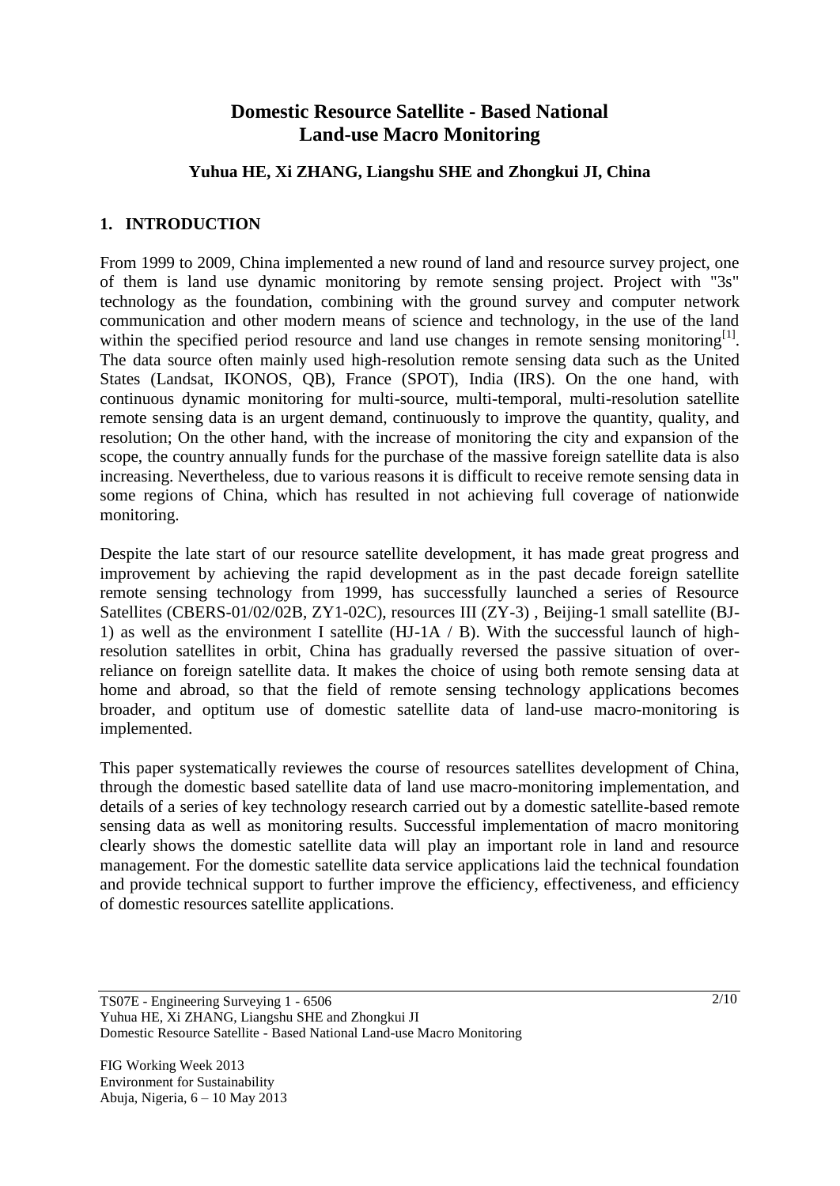# Domestic Resource Satellite - Based National Land-use Macro Monitoring

**Yuhua HE, Xi ZHANG, Liangshu SHE and Zhongkui JI, China**

## 1. INTRODUCTION

From 1999 to 2009, China implemented a new round of land and resource survey project, one of them is land use dynamic monitoring by remote sensing project. Project with "3s" technology as the foundation, combining with the ground survey and computer network communication and other modern means of science and technology, in the use of the land within the specified period resource and land use changes in remote sensing monitoring[1]. The data source often mainly used high-resolution remote sensing data such as the United States (Landsat, IKONOS, QB), France (SPOT), India (IRS). On the one hand, with continuous dynamic monitoring for multi-source, multi-temporal, multi-resolution satellite remote sensing data is an urgent demand, continuously to improve the quantity, quality, and resolution; On the other hand, with the increase of monitoring the city and expansion of the scope, the country annually funds for the purchase of the massive foreign satellite data is also increasing. Nevertheless, due to various reasons it is difficult to receive remote sensing data in some regions of China, which has resulted in not achieving full coverage of nationwide monitoring.

Despite the late start of our resource satellite development, it has made great progress and improvement by achieving the rapid development as in the past decade foreign satellite remote sensing technology from 1999, has successfully launched a series of Resource Satellites (CBERS-01/02/02B, ZY1-02C), resources III (ZY-3) , Beijing-1 small satellite (BJ-1) as well as the environment I satellite (HJ-1A / B). With the successful launch of high-resolution satellites in orbit, China has gradually reversed the passive situation of over-reliance on foreign satellite data. It makes the choice of using both remote sensing data at home and abroad, so that the field of remote sensing technology applications becomes broader, and optitum use of domestic satellite data of land-use macro-monitoring is implemented.

This paper systematically reviewes the course of resources satellites development of China, through the domestic based satellite data of land use macro-monitoring implementation, and details of a series of key technology research carried out by a domestic satellite-based remote sensing data as well as monitoring results. Successful implementation of macro monitoring clearly shows the domestic satellite data will play an important role in land and resource management. For the domestic satellite data service applications laid the technical foundation and provide technical support to further improve the efficiency, effectiveness, and efficiency of domestic resources satellite applications.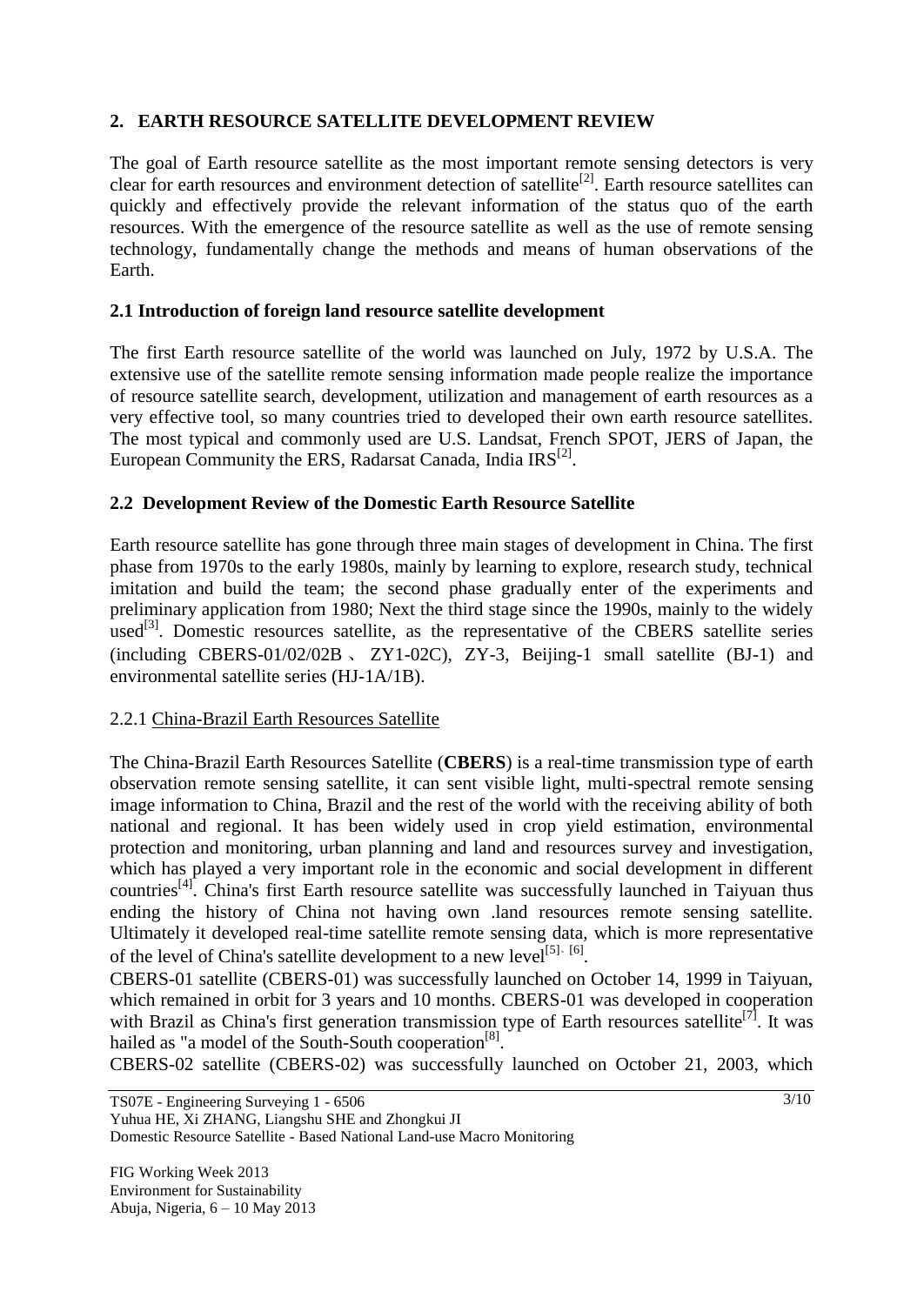## 2. EARTH RESOURCE SATELLITE DEVELOPMENT REVIEW

The goal of Earth resource satellite as the most important remote sensing detectors is very clear for earth resources and environment detection of satellite[2]. Earth resource satellites can quickly and effectively provide the relevant information of the status quo of the earth resources. With the emergence of the resource satellite as well as the use of remote sensing technology, fundamentally change the methods and means of human observations of the Earth.

### 2.1 Introduction of foreign land resource satellite development

The first Earth resource satellite of the world was launched on July, 1972 by U.S.A. The extensive use of the satellite remote sensing information made people realize the importance of resource satellite search, development, utilization and management of earth resources as a very effective tool, so many countries tried to developed their own earth resource satellites. The most typical and commonly used are U.S. Landsat, French SPOT, JERS of Japan, the European Community the ERS, Radarsat Canada, India IRS[2].

### 2.2 Development Review of the Domestic Earth Resource Satellite

Earth resource satellite has gone through three main stages of development in China. The first phase from 1970s to the early 1980s, mainly by learning to explore, research study, technical imitation and build the team; the second phase gradually enter of the experiments and preliminary application from 1980; Next the third stage since the 1990s, mainly to the widely used[3]. Domestic resources satellite, as the representative of the CBERS satellite series (including CBERS-01/02/02B 、 ZY1-02C), ZY-3, Beijing-1 small satellite (BJ-1) and environmental satellite series (HJ-1A/1B).

#### 2.2.1 China-Brazil Earth Resources Satellite

The China-Brazil Earth Resources Satellite (**CBERS**) is a real-time transmission type of earth observation remote sensing satellite, it can sent visible light, multi-spectral remote sensing image information to China, Brazil and the rest of the world with the receiving ability of both national and regional. It has been widely used in crop yield estimation, environmental protection and monitoring, urban planning and land and resources survey and investigation, which has played a very important role in the economic and social development in different countries[4]. China's first Earth resource satellite was successfully launched in Taiyuan thus ending the history of China not having own .land resources remote sensing satellite. Ultimately it developed real-time satellite remote sensing data, which is more representative of the level of China's satellite development to a new level[5、6].

CBERS-01 satellite (CBERS-01) was successfully launched on October 14, 1999 in Taiyuan, which remained in orbit for 3 years and 10 months. CBERS-01 was developed in cooperation with Brazil as China's first generation transmission type of Earth resources satellite[7]. It was hailed as "a model of the South-South cooperation[8].

CBERS-02 satellite (CBERS-02) was successfully launched on October 21, 2003, which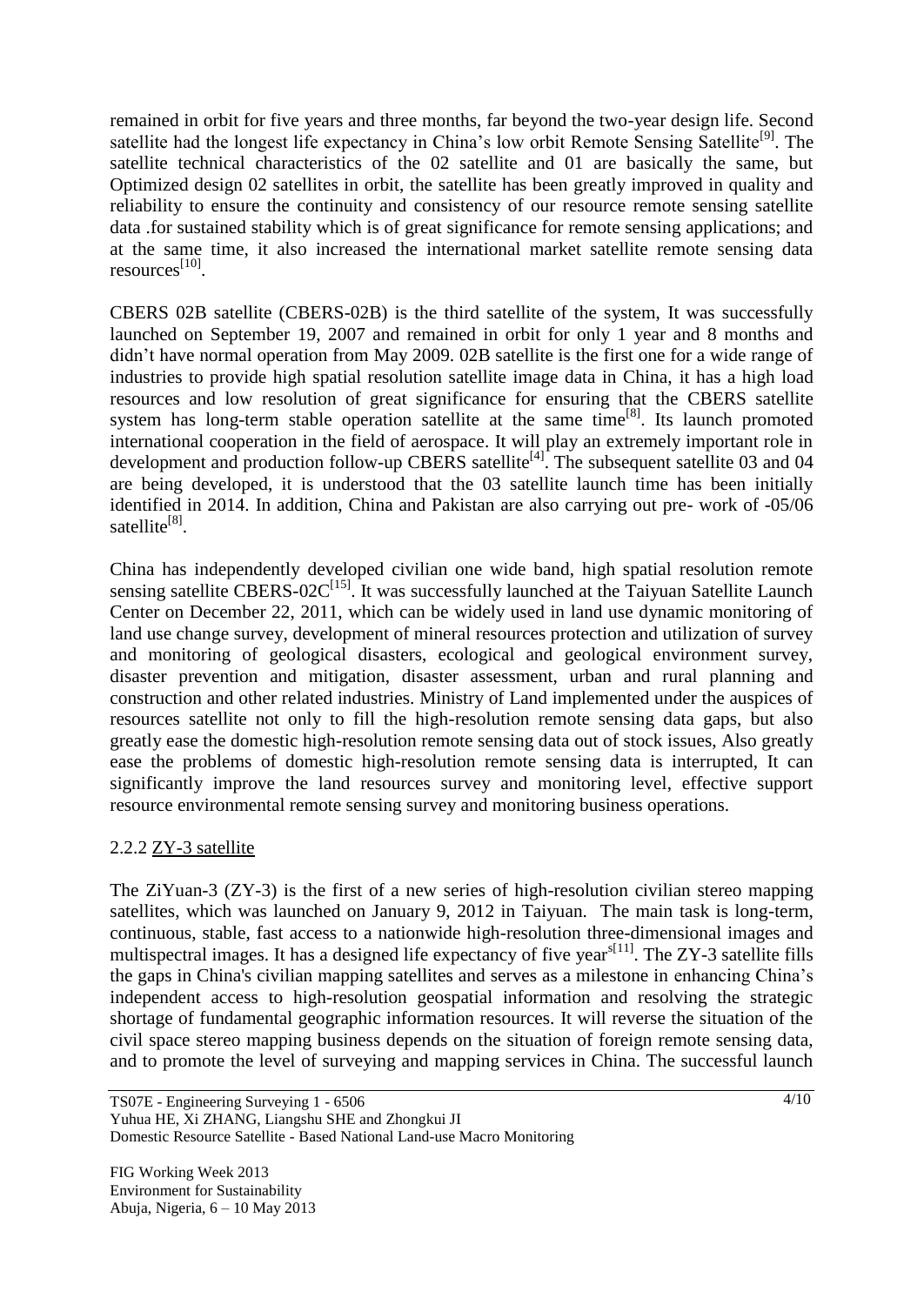remained in orbit for five years and three months, far beyond the two-year design life. Second satellite had the longest life expectancy in China's low orbit Remote Sensing Satellite[9]. The satellite technical characteristics of the 02 satellite and 01 are basically the same, but Optimized design 02 satellites in orbit, the satellite has been greatly improved in quality and reliability to ensure the continuity and consistency of our resource remote sensing satellite data .for sustained stability which is of great significance for remote sensing applications; and at the same time, it also increased the international market satellite remote sensing data resources[10].

CBERS 02B satellite (CBERS-02B) is the third satellite of the system, It was successfully launched on September 19, 2007 and remained in orbit for only 1 year and 8 months and didn't have normal operation from May 2009. 02B satellite is the first one for a wide range of industries to provide high spatial resolution satellite image data in China, it has a high load resources and low resolution of great significance for ensuring that the CBERS satellite system has long-term stable operation satellite at the same time[8]. Its launch promoted international cooperation in the field of aerospace. It will play an extremely important role in development and production follow-up CBERS satellite[4]. The subsequent satellite 03 and 04 are being developed, it is understood that the 03 satellite launch time has been initially identified in 2014. In addition, China and Pakistan are also carrying out pre- work of -05/06 satellite[8].

China has independently developed civilian one wide band, high spatial resolution remote sensing satellite CBERS-02C[15]. It was successfully launched at the Taiyuan Satellite Launch Center on December 22, 2011, which can be widely used in land use dynamic monitoring of land use change survey, development of mineral resources protection and utilization of survey and monitoring of geological disasters, ecological and geological environment survey, disaster prevention and mitigation, disaster assessment, urban and rural planning and construction and other related industries. Ministry of Land implemented under the auspices of resources satellite not only to fill the high-resolution remote sensing data gaps, but also greatly ease the domestic high-resolution remote sensing data out of stock issues, Also greatly ease the problems of domestic high-resolution remote sensing data is interrupted, It can significantly improve the land resources survey and monitoring level, effective support resource environmental remote sensing survey and monitoring business operations.

### 2.2.2 ZY-3 satellite

The ZiYuan-3 (ZY-3) is the first of a new series of high-resolution civilian stereo mapping satellites, which was launched on January 9, 2012 in Taiyuan. The main task is long-term, continuous, stable, fast access to a nationwide high-resolution three-dimensional images and multispectral images. It has a designed life expectancy of five years[11]. The ZY-3 satellite fills the gaps in China's civilian mapping satellites and serves as a milestone in enhancing China's independent access to high-resolution geospatial information and resolving the strategic shortage of fundamental geographic information resources. It will reverse the situation of the civil space stereo mapping business depends on the situation of foreign remote sensing data, and to promote the level of surveying and mapping services in China. The successful launch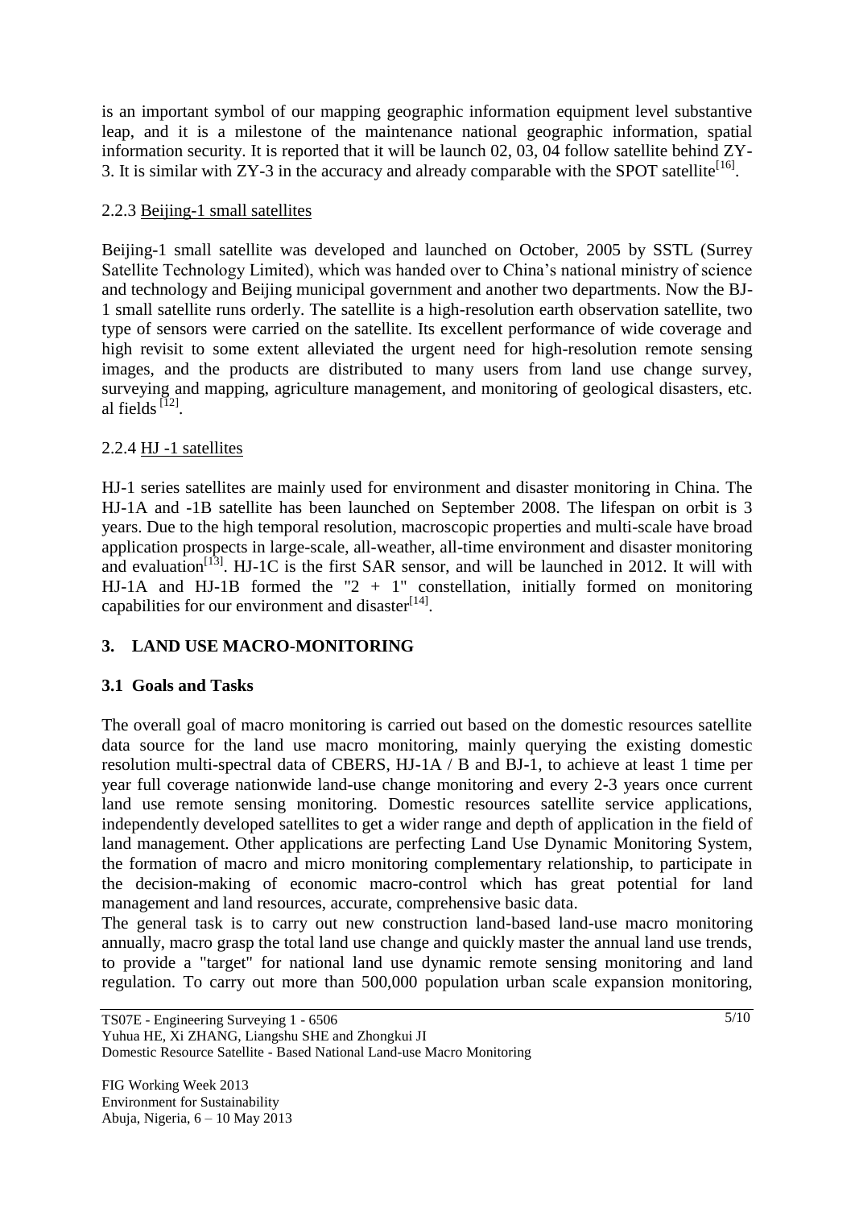is an important symbol of our mapping geographic information equipment level substantive leap, and it is a milestone of the maintenance national geographic information, spatial information security. It is reported that it will be launch 02, 03, 04 follow satellite behind ZY-3. It is similar with ZY-3 in the accuracy and already comparable with the SPOT satellite[16].

### 2.2.3 Beijing-1 small satellites

Beijing-1 small satellite was developed and launched on October, 2005 by SSTL (Surrey Satellite Technology Limited), which was handed over to China's national ministry of science and technology and Beijing municipal government and another two departments. Now the BJ-1 small satellite runs orderly. The satellite is a high-resolution earth observation satellite, two type of sensors were carried on the satellite. Its excellent performance of wide coverage and high revisit to some extent alleviated the urgent need for high-resolution remote sensing images, and the products are distributed to many users from land use change survey, surveying and mapping, agriculture management, and monitoring of geological disasters, etc. al fields [12].

### 2.2.4 HJ -1 satellites

HJ-1 series satellites are mainly used for environment and disaster monitoring in China. The HJ-1A and -1B satellite has been launched on September 2008. The lifespan on orbit is 3 years. Due to the high temporal resolution, macroscopic properties and multi-scale have broad application prospects in large-scale, all-weather, all-time environment and disaster monitoring and evaluation[13]. HJ-1C is the first SAR sensor, and will be launched in 2012. It will with HJ-1A and HJ-1B formed the "2 + 1" constellation, initially formed on monitoring capabilities for our environment and disaster[14].

## 3. LAND USE MACRO-MONITORING

### 3.1 Goals and Tasks

The overall goal of macro monitoring is carried out based on the domestic resources satellite data source for the land use macro monitoring, mainly querying the existing domestic resolution multi-spectral data of CBERS, HJ-1A / B and BJ-1, to achieve at least 1 time per year full coverage nationwide land-use change monitoring and every 2-3 years once current land use remote sensing monitoring. Domestic resources satellite service applications, independently developed satellites to get a wider range and depth of application in the field of land management. Other applications are perfecting Land Use Dynamic Monitoring System, the formation of macro and micro monitoring complementary relationship, to participate in the decision-making of economic macro-control which has great potential for land management and land resources, accurate, comprehensive basic data.

The general task is to carry out new construction land-based land-use macro monitoring annually, macro grasp the total land use change and quickly master the annual land use trends, to provide a "target" for national land use dynamic remote sensing monitoring and land regulation. To carry out more than 500,000 population urban scale expansion monitoring,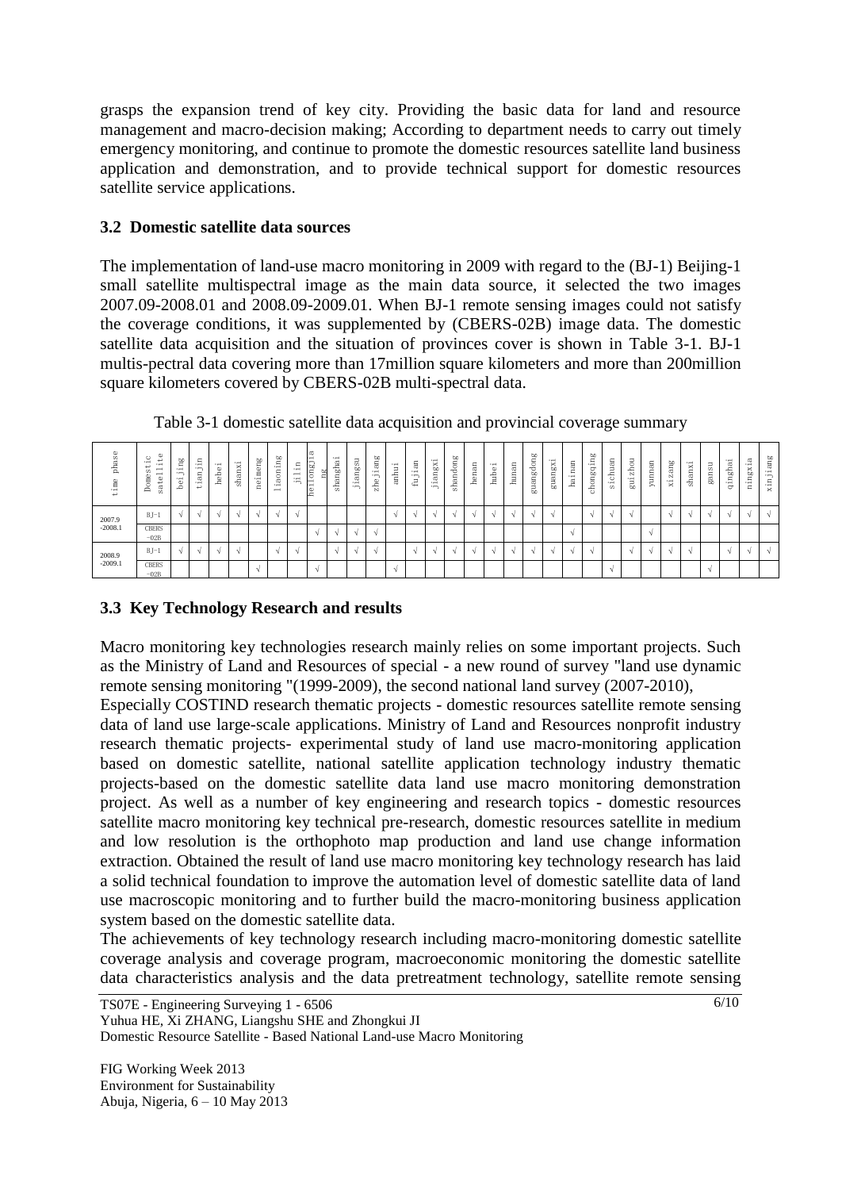grasps the expansion trend of key city. Providing the basic data for land and resource management and macro-decision making; According to department needs to carry out timely emergency monitoring, and continue to promote the domestic resources satellite land business application and demonstration, and to provide technical support for domestic resources satellite service applications.

### 3.2 Domestic satellite data sources

The implementation of land-use macro monitoring in 2009 with regard to the (BJ-1) Beijing-1 small satellite multispectral image as the main data source, it selected the two images 2007.09-2008.01 and 2008.09-2009.01. When BJ-1 remote sensing images could not satisfy the coverage conditions, it was supplemented by (CBERS-02B) image data. The domestic satellite data acquisition and the situation of provinces cover is shown in Table 3-1. BJ-1 multis-pectral data covering more than 17million square kilometers and more than 200million square kilometers covered by CBERS-02B multi-spectral data.

Table 3-1 domestic satellite data acquisition and provincial coverage summary

| time phase | Domestic satellite | beijing | tianjin | hebei | shanxi | neimeng | liaoning | jilin | heilongjiang | shanghai | jiangsu | zhejiang | anhui | fujian | jiangxi | shandong | henan | hubei | hunan | guangdong | guangxi | hainan | chongqing | sichuan | guizhou | yunnan | xizang | shanxi | gansu | qinghai | ningxia | xinjiang |
|---|---|---|---|---|---|---|---|---|---|---|---|---|---|---|---|---|---|---|---|---|---|---|---|---|---|---|---|---|---|---|---|---|
| 2007.9 -2008.1 | BJ-1 | √ | √ | √ | √ | √ | √ | √ | | | | | √ | √ | √ | √ | √ | √ | √ | √ | √ | | √ | √ | √ | | √ | √ | √ | √ | √ | √ |
| | CBERS -02B | | | | | | | | √ | √ | √ | √ | | | | | | | | | | √ | | | | √ | | | | | | |
| 2008.9 -2009.1 | BJ-1 | √ | √ | √ | √ | | √ | √ | | √ | √ | √ | | √ | √ | √ | √ | √ | √ | √ | √ | √ | √ | | √ | √ | √ | √ | | √ | √ | √ |
| | CBERS -02B | | | | | √ | | | √ | | | | √ | | | | | | | | | | | √ | | | | | √ | | | |

### 3.3 Key Technology Research and results

Macro monitoring key technologies research mainly relies on some important projects. Such as the Ministry of Land and Resources of special - a new round of survey "land use dynamic remote sensing monitoring "(1999-2009), the second national land survey (2007-2010),

Especially COSTIND research thematic projects - domestic resources satellite remote sensing data of land use large-scale applications. Ministry of Land and Resources nonprofit industry research thematic projects- experimental study of land use macro-monitoring application based on domestic satellite, national satellite application technology industry thematic projects-based on the domestic satellite data land use macro monitoring demonstration project. As well as a number of key engineering and research topics - domestic resources satellite macro monitoring key technical pre-research, domestic resources satellite in medium and low resolution is the orthophoto map production and land use change information extraction. Obtained the result of land use macro monitoring key technology research has laid a solid technical foundation to improve the automation level of domestic satellite data of land use macroscopic monitoring and to further build the macro-monitoring business application system based on the domestic satellite data.

The achievements of key technology research including macro-monitoring domestic satellite coverage analysis and coverage program, macroeconomic monitoring the domestic satellite data characteristics analysis and the data pretreatment technology, satellite remote sensing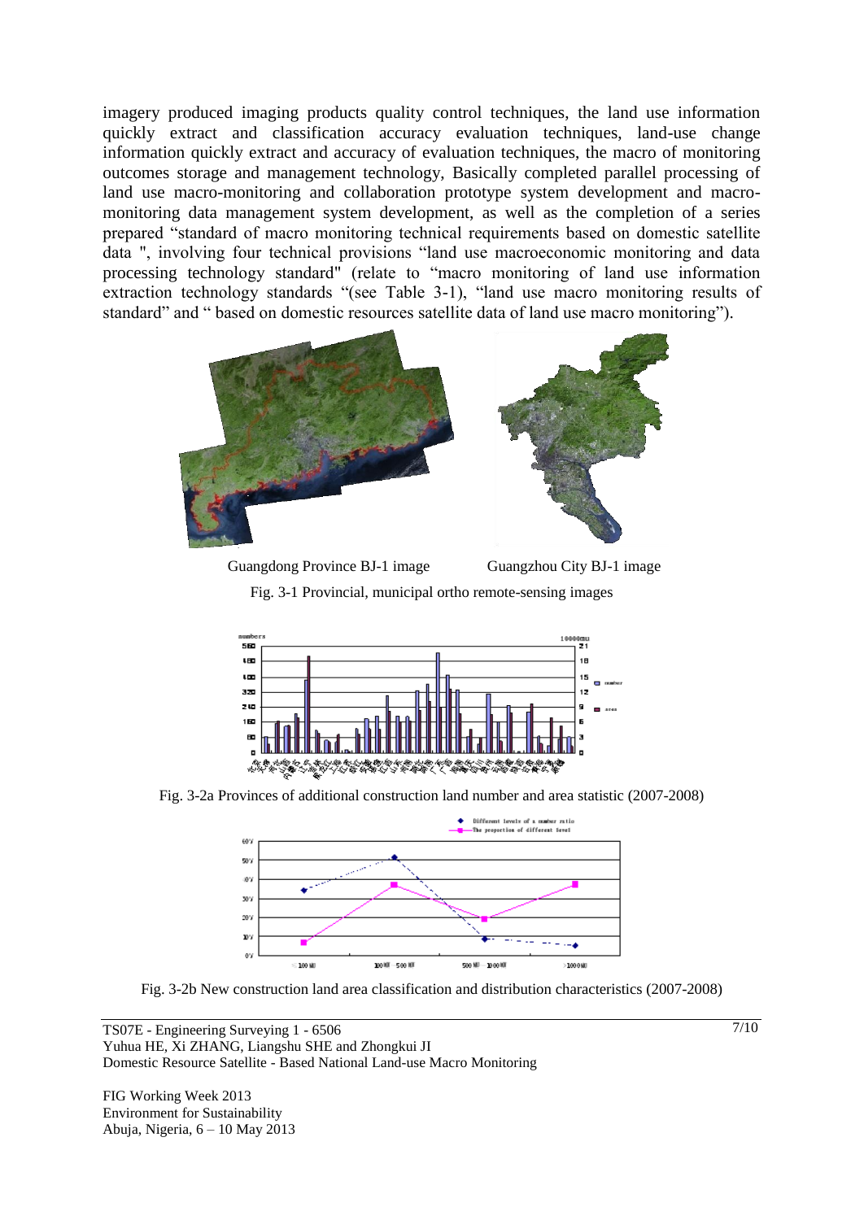imagery produced imaging products quality control techniques, the land use information quickly extract and classification accuracy evaluation techniques, land-use change information quickly extract and accuracy of evaluation techniques, the macro of monitoring outcomes storage and management technology, Basically completed parallel processing of land use macro-monitoring and collaboration prototype system development and macro-monitoring data management system development, as well as the completion of a series prepared "standard of macro monitoring technical requirements based on domestic satellite data ", involving four technical provisions "land use macroeconomic monitoring and data processing technology standard" (relate to "macro monitoring of land use information extraction technology standards "(see Table 3-1), "land use macro monitoring results of standard" and " based on domestic resources satellite data of land use macro monitoring").

Guangdong Province BJ-1 image          Guangzhou City BJ-1 image

Fig. 3-1 Provincial, municipal ortho remote-sensing images

Fig. 3-2a Provinces of additional construction land number and area statistic (2007-2008)

Fig. 3-2b New construction land area classification and distribution characteristics (2007-2008)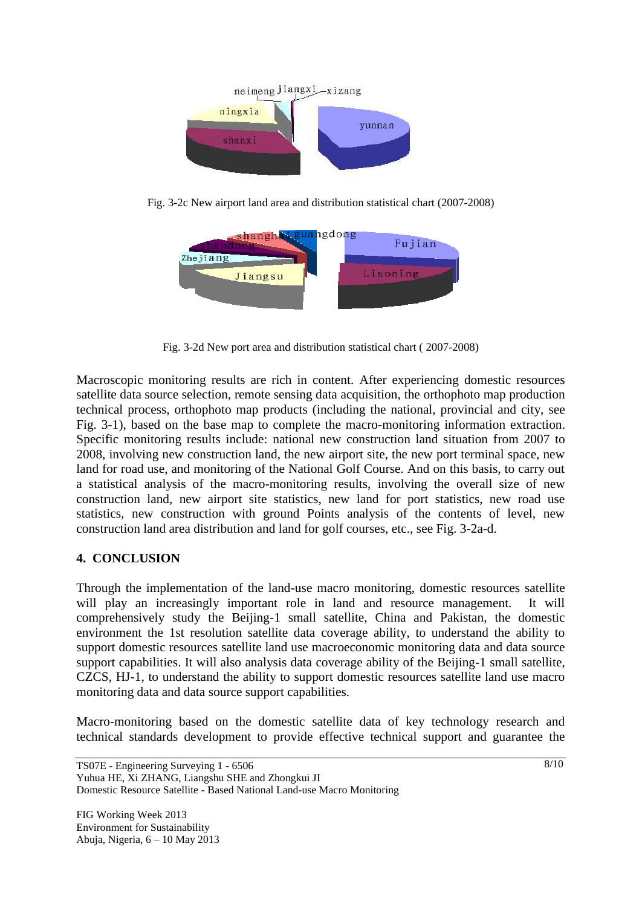Fig. 3-2c New airport land area and distribution statistical chart (2007-2008)

Fig. 3-2d New port area and distribution statistical chart ( 2007-2008)

Macroscopic monitoring results are rich in content. After experiencing domestic resources satellite data source selection, remote sensing data acquisition, the orthophoto map production technical process, orthophoto map products (including the national, provincial and city, see Fig. 3-1), based on the base map to complete the macro-monitoring information extraction. Specific monitoring results include: national new construction land situation from 2007 to 2008, involving new construction land, the new airport site, the new port terminal space, new land for road use, and monitoring of the National Golf Course. And on this basis, to carry out a statistical analysis of the macro-monitoring results, involving the overall size of new construction land, new airport site statistics, new land for port statistics, new road use statistics, new construction with ground Points analysis of the contents of level, new construction land area distribution and land for golf courses, etc., see Fig. 3-2a-d.

## 4. CONCLUSION

Through the implementation of the land-use macro monitoring, domestic resources satellite will play an increasingly important role in land and resource management. It will comprehensively study the Beijing-1 small satellite, China and Pakistan, the domestic environment the 1st resolution satellite data coverage ability, to understand the ability to support domestic resources satellite land use macroeconomic monitoring data and data source support capabilities. It will also analysis data coverage ability of the Beijing-1 small satellite, CZCS, HJ-1, to understand the ability to support domestic resources satellite land use macro monitoring data and data source support capabilities.

Macro-monitoring based on the domestic satellite data of key technology research and technical standards development to provide effective technical support and guarantee the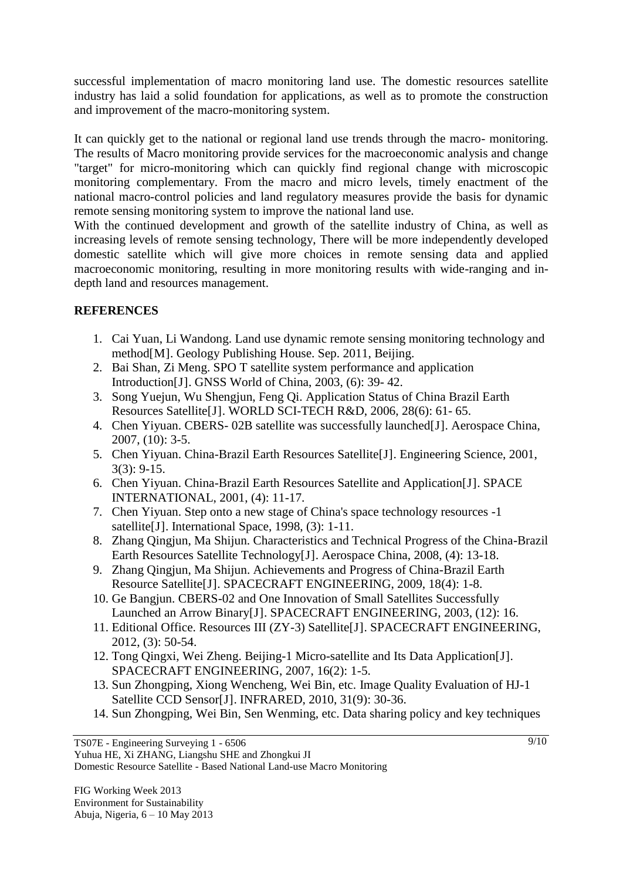successful implementation of macro monitoring land use. The domestic resources satellite industry has laid a solid foundation for applications, as well as to promote the construction and improvement of the macro-monitoring system.

It can quickly get to the national or regional land use trends through the macro- monitoring. The results of Macro monitoring provide services for the macroeconomic analysis and change "target" for micro-monitoring which can quickly find regional change with microscopic monitoring complementary. From the macro and micro levels, timely enactment of the national macro-control policies and land regulatory measures provide the basis for dynamic remote sensing monitoring system to improve the national land use.

With the continued development and growth of the satellite industry of China, as well as increasing levels of remote sensing technology, There will be more independently developed domestic satellite which will give more choices in remote sensing data and applied macroeconomic monitoring, resulting in more monitoring results with wide-ranging and in-depth land and resources management.

## REFERENCES

1. Cai Yuan, Li Wandong. Land use dynamic remote sensing monitoring technology and method[M]. Geology Publishing House. Sep. 2011, Beijing.
2. Bai Shan, Zi Meng. SPO T satellite system performance and application Introduction[J]. GNSS World of China, 2003, (6): 39- 42.
3. Song Yuejun, Wu Shengjun, Feng Qi. Application Status of China Brazil Earth Resources Satellite[J]. WORLD SCI-TECH R&D, 2006, 28(6): 61- 65.
4. Chen Yiyuan. CBERS- 02B satellite was successfully launched[J]. Aerospace China, 2007, (10): 3-5.
5. Chen Yiyuan. China-Brazil Earth Resources Satellite[J]. Engineering Science, 2001, 3(3): 9-15.
6. Chen Yiyuan. China-Brazil Earth Resources Satellite and Application[J]. SPACE INTERNATIONAL, 2001, (4): 11-17.
7. Chen Yiyuan. Step onto a new stage of China's space technology resources -1 satellite[J]. International Space, 1998, (3): 1-11.
8. Zhang Qingjun, Ma Shijun. Characteristics and Technical Progress of the China-Brazil Earth Resources Satellite Technology[J]. Aerospace China, 2008, (4): 13-18.
9. Zhang Qingjun, Ma Shijun. Achievements and Progress of China-Brazil Earth Resource Satellite[J]. SPACECRAFT ENGINEERING, 2009, 18(4): 1-8.
10. Ge Bangjun. CBERS-02 and One Innovation of Small Satellites Successfully Launched an Arrow Binary[J]. SPACECRAFT ENGINEERING, 2003, (12): 16.
11. Editional Office. Resources III (ZY-3) Satellite[J]. SPACECRAFT ENGINEERING, 2012, (3): 50-54.
12. Tong Qingxi, Wei Zheng. Beijing-1 Micro-satellite and Its Data Application[J]. SPACECRAFT ENGINEERING, 2007, 16(2): 1-5.
13. Sun Zhongping, Xiong Wencheng, Wei Bin, etc. Image Quality Evaluation of HJ-1 Satellite CCD Sensor[J]. INFRARED, 2010, 31(9): 30-36.
14. Sun Zhongping, Wei Bin, Sen Wenming, etc. Data sharing policy and key techniques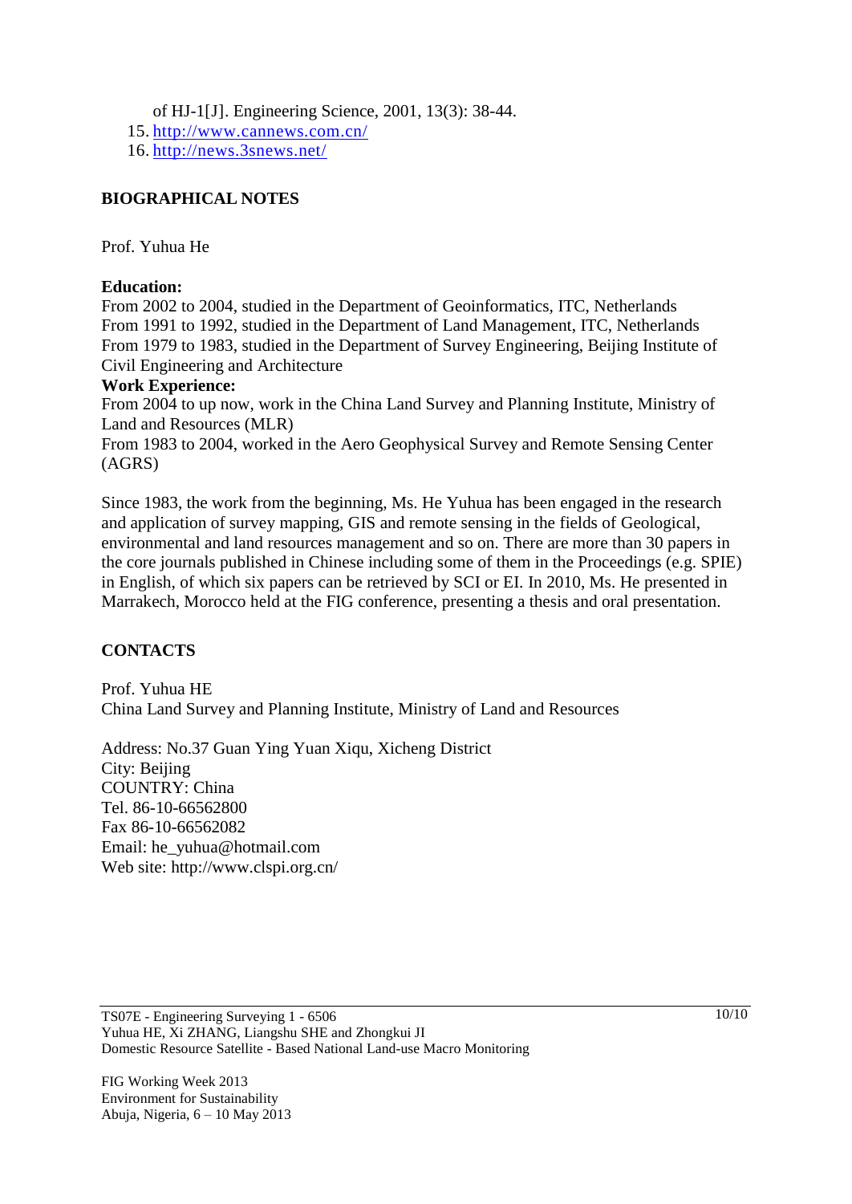of HJ-1[J]. Engineering Science, 2001, 13(3): 38-44.

15. http://www.cannews.com.cn/
16. http://news.3snews.net/

## BIOGRAPHICAL NOTES

Prof. Yuhua He

**Education:**
From 2002 to 2004, studied in the Department of Geoinformatics, ITC, Netherlands
From 1991 to 1992, studied in the Department of Land Management, ITC, Netherlands
From 1979 to 1983, studied in the Department of Survey Engineering, Beijing Institute of Civil Engineering and Architecture

**Work Experience:**
From 2004 to up now, work in the China Land Survey and Planning Institute, Ministry of Land and Resources (MLR)
From 1983 to 2004, worked in the Aero Geophysical Survey and Remote Sensing Center (AGRS)

Since 1983, the work from the beginning, Ms. He Yuhua has been engaged in the research and application of survey mapping, GIS and remote sensing in the fields of Geological, environmental and land resources management and so on. There are more than 30 papers in the core journals published in Chinese including some of them in the Proceedings (e.g. SPIE) in English, of which six papers can be retrieved by SCI or EI. In 2010, Ms. He presented in Marrakech, Morocco held at the FIG conference, presenting a thesis and oral presentation.

## CONTACTS

Prof. Yuhua HE
China Land Survey and Planning Institute, Ministry of Land and Resources

Address: No.37 Guan Ying Yuan Xiqu, Xicheng District
City: Beijing
COUNTRY: China
Tel. 86-10-66562800
Fax 86-10-66562082
Email: he_yuhua@hotmail.com
Web site: http://www.clspi.org.cn/